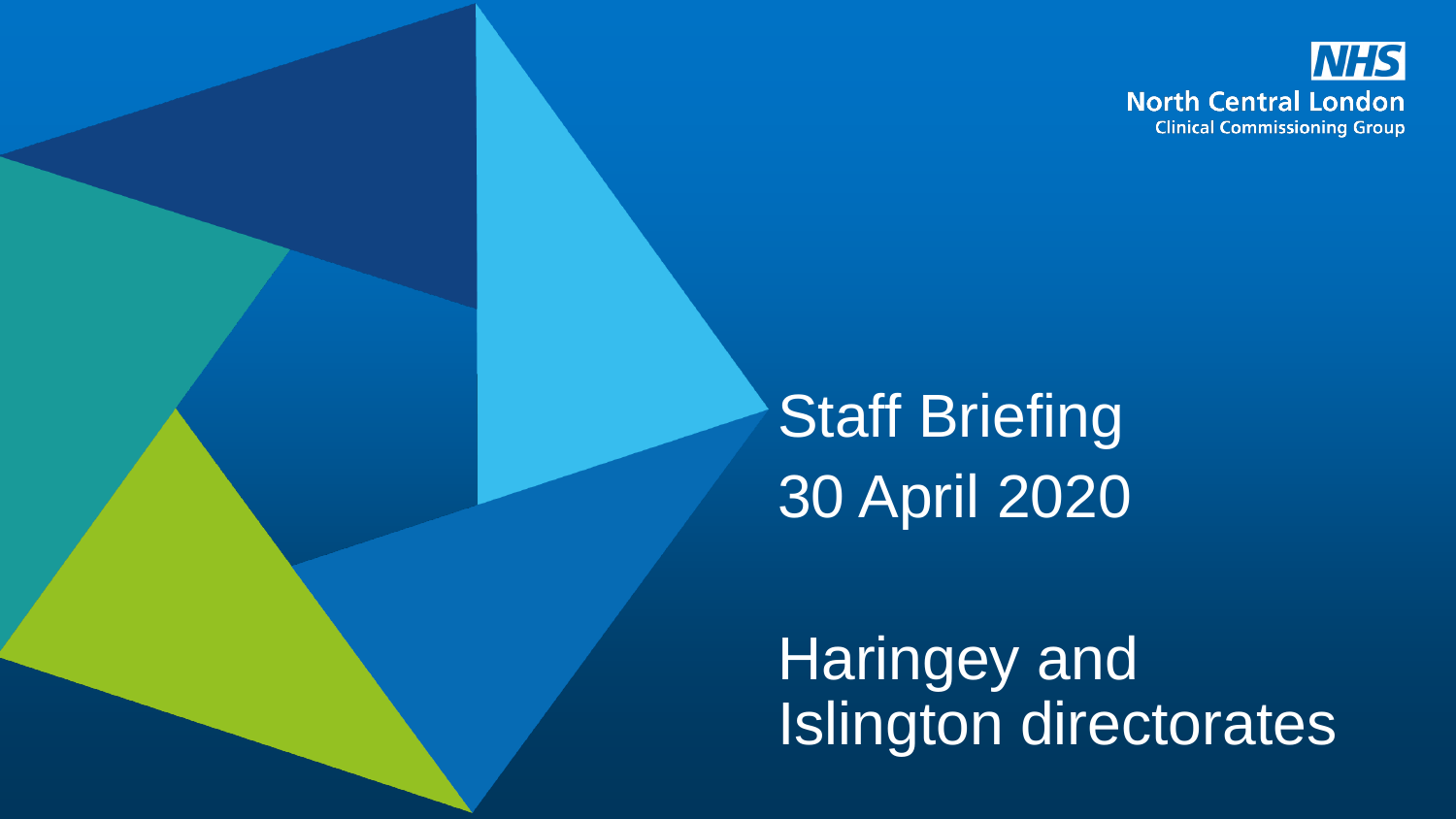NHS North Central London Clinical Commissioning Group

# Staff Briefing

30 April 2020

Haringey and Islington directorates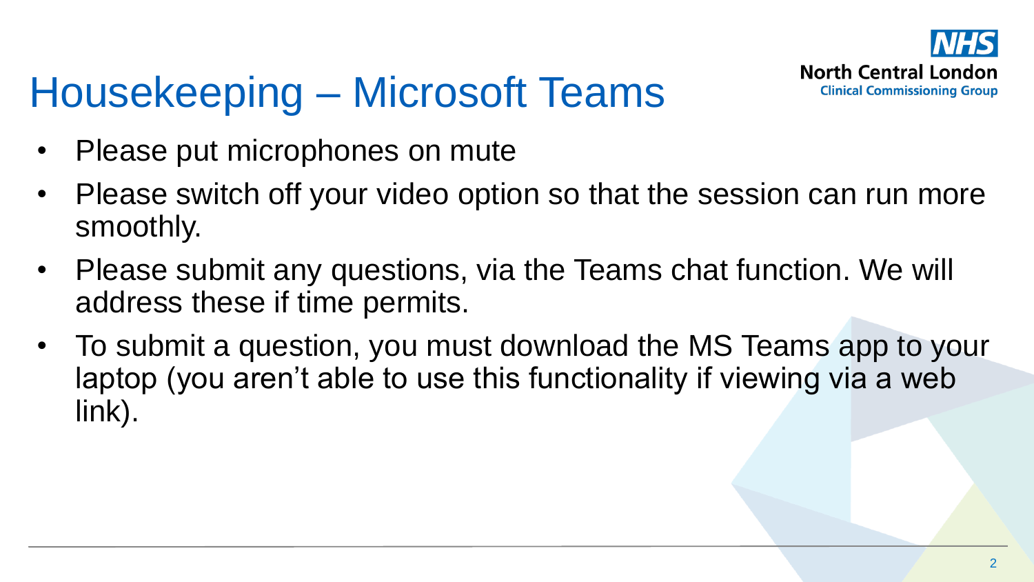# Housekeeping – Microsoft Teams

- Please put microphones on mute
- Please switch off your video option so that the session can run more smoothly.
- Please submit any questions, via the Teams chat function. We will address these if time permits.
- To submit a question, you must download the MS Teams app to your laptop (you aren't able to use this functionality if viewing via a web link).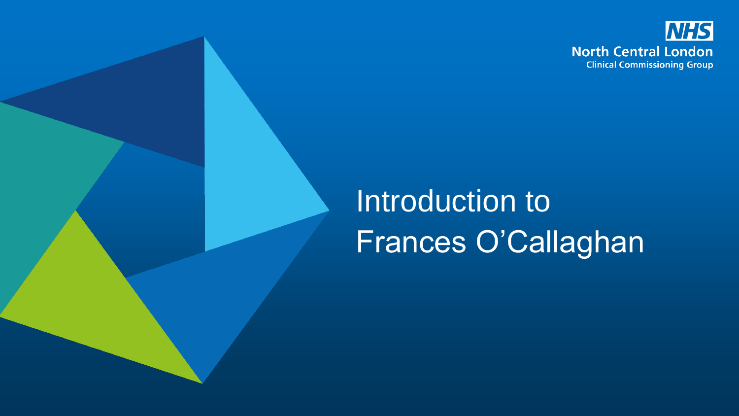NHS North Central London Clinical Commissioning Group

# Introduction to Frances O'Callaghan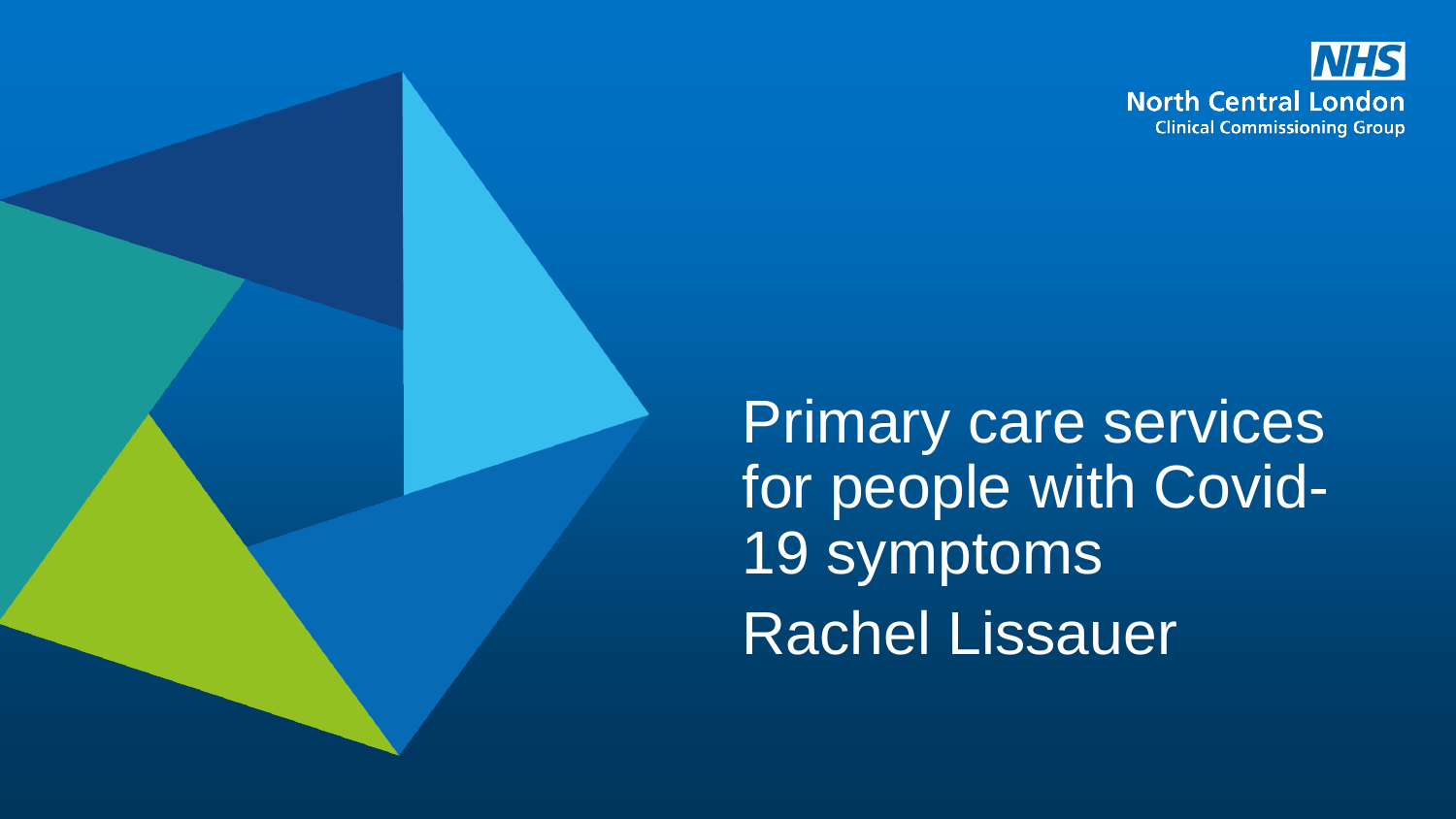NHS

North Central London

Clinical Commissioning Group

# Primary care services for people with Covid-19 symptoms

Rachel Lissauer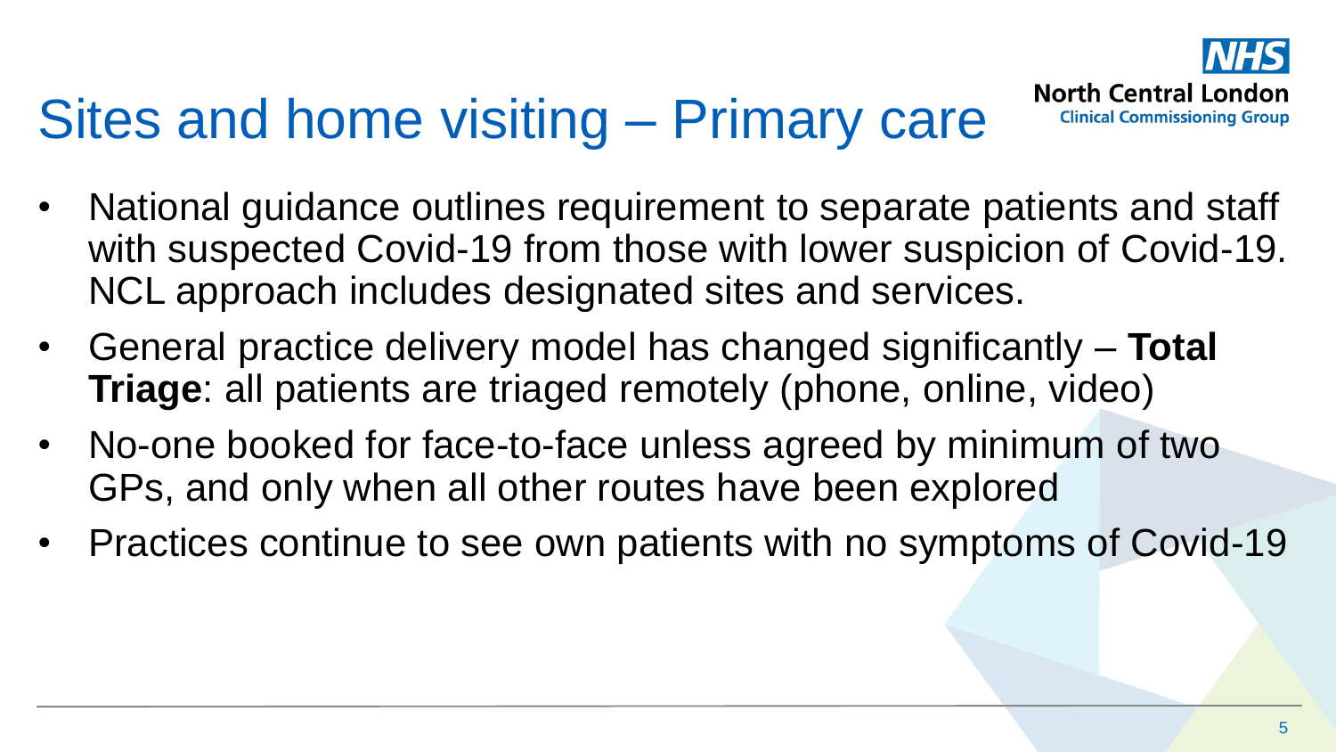# Sites and home visiting – Primary care

- National guidance outlines requirement to separate patients and staff with suspected Covid-19 from those with lower suspicion of Covid-19. NCL approach includes designated sites and services.
- General practice delivery model has changed significantly – **Total Triage**: all patients are triaged remotely (phone, online, video)
- No-one booked for face-to-face unless agreed by minimum of two GPs, and only when all other routes have been explored
- Practices continue to see own patients with no symptoms of Covid-19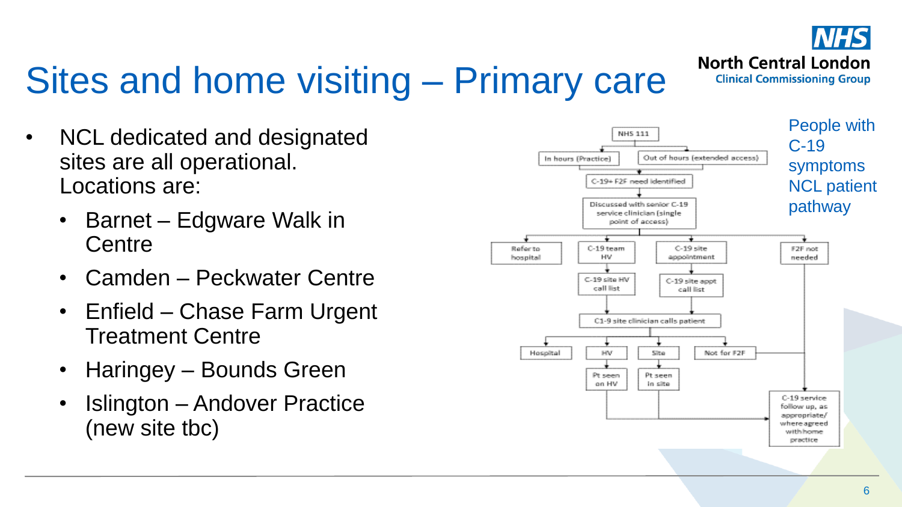# Sites and home visiting – Primary care

- NCL dedicated and designated sites are all operational. Locations are:
  - Barnet – Edgware Walk in Centre
  - Camden – Peckwater Centre
  - Enfield – Chase Farm Urgent Treatment Centre
  - Haringey – Bounds Green
  - Islington – Andover Practice (new site tbc)

People with C-19 symptoms NCL patient pathway

NHS 111

In hours (Practice)

Out of hours (extended access)

C-19+ F2F need identified

Discussed with senior C-19 service clinician (single point of access)

Refer to hospital

C-19 team HV

C-19 site appointment

F2F not needed

C-19 site HV call list

C-19 site appt call list

C1-9 site clinician calls patient

Hospital

HV

Site

Not for F2F

Pt seen on HV

Pt seen in site

C-19 service follow up, as appropriate/ where agreed with home practice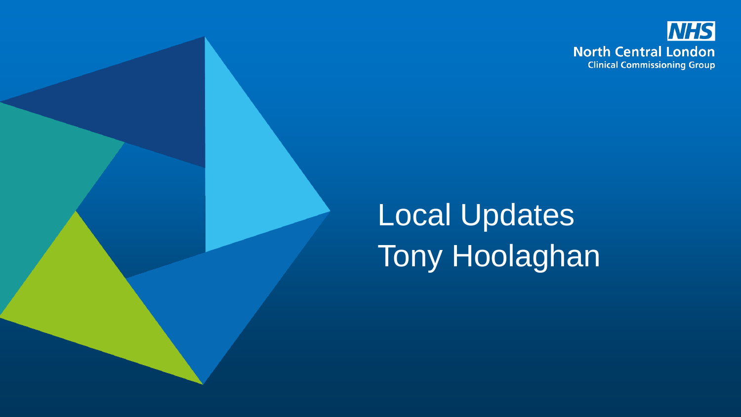NHS
North Central London
Clinical Commissioning Group

# Local Updates
Tony Hoolaghan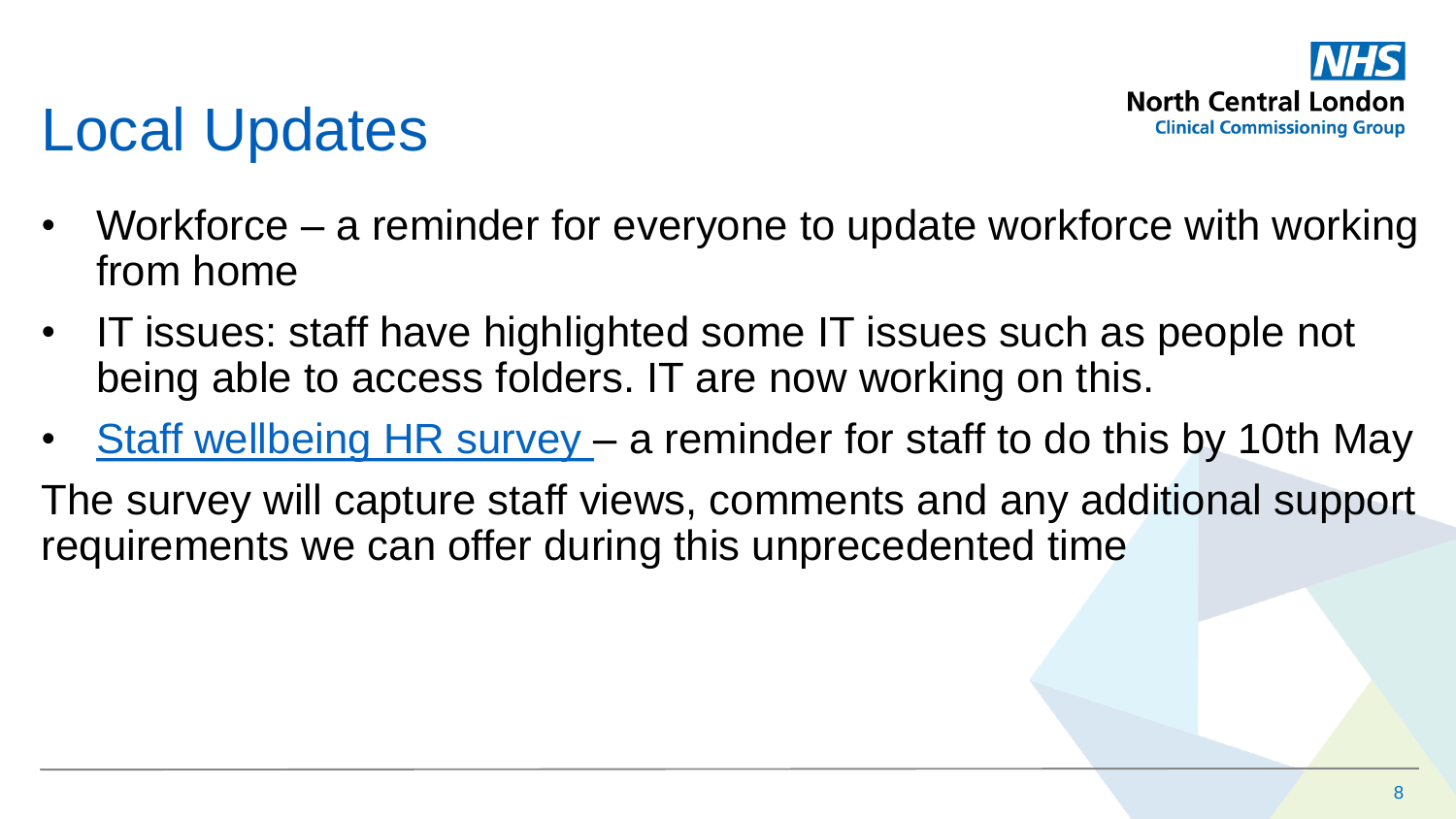# Local Updates

- Workforce – a reminder for everyone to update workforce with working from home
- IT issues: staff have highlighted some IT issues such as people not being able to access folders. IT are now working on this.
- Staff wellbeing HR survey – a reminder for staff to do this by 10th May

The survey will capture staff views, comments and any additional support requirements we can offer during this unprecedented time